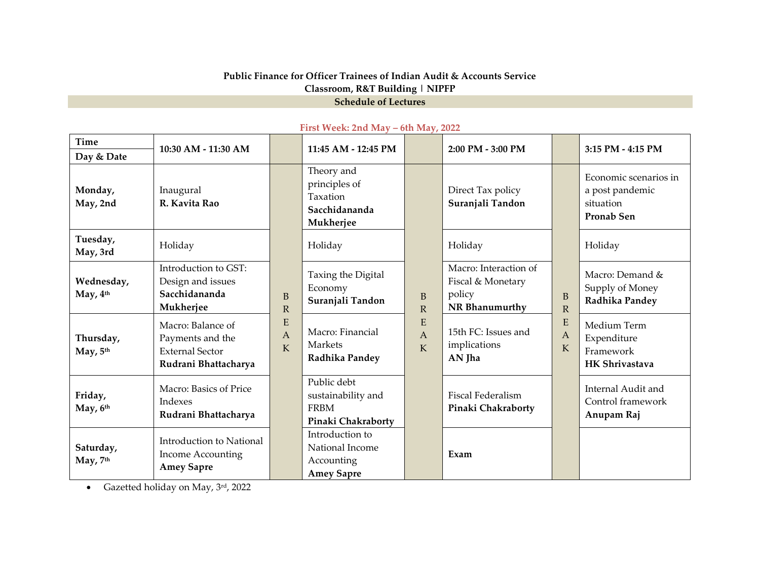**Public Finance for Officer Trainees of Indian Audit & Accounts Service**

**Classroom, R&T Building | NIPFP**

**Schedule of Lectures**

**First Week: 2nd May – 6th May, 2022**

| Time / Day & Date | 10:30 AM - 11:30 AM | | 11:45 AM - 12:45 PM | | 2:00 PM - 3:00 PM | | 3:15 PM - 4:15 PM |
|---|---|---|---|---|---|---|---|
| **Monday, May, 2nd** | Inaugural **R. Kavita Rao** | BREAK | Theory and principles of Taxation **Sacchidananda Mukherjee** | BREAK | Direct Tax policy **Suranjali Tandon** | BREAK | Economic scenarios in a post pandemic situation **Pronab Sen** |
| **Tuesday, May, 3rd** | Holiday | | Holiday | | Holiday | | Holiday |
| **Wednesday, May, 4th** | Introduction to GST: Design and issues **Sacchidananda Mukherjee** | | Taxing the Digital Economy **Suranjali Tandon** | | Macro: Interaction of Fiscal & Monetary policy **NR Bhanumurthy** | | Macro: Demand & Supply of Money **Radhika Pandey** |
| **Thursday, May, 5th** | Macro: Balance of Payments and the External Sector **Rudrani Bhattacharya** | | Macro: Financial Markets **Radhika Pandey** | | 15th FC: Issues and implications **AN Jha** | | Medium Term Expenditure Framework **HK Shrivastava** |
| **Friday, May, 6th** | Macro: Basics of Price Indexes **Rudrani Bhattacharya** | | Public debt sustainability and FRBM **Pinaki Chakraborty** | | Fiscal Federalism **Pinaki Chakraborty** | | Internal Audit and Control framework **Anupam Raj** |
| **Saturday, May, 7th** | Introduction to National Income Accounting **Amey Sapre** | | Introduction to National Income Accounting **Amey Sapre** | | **Exam** | | |

- Gazetted holiday on May, 3rd, 2022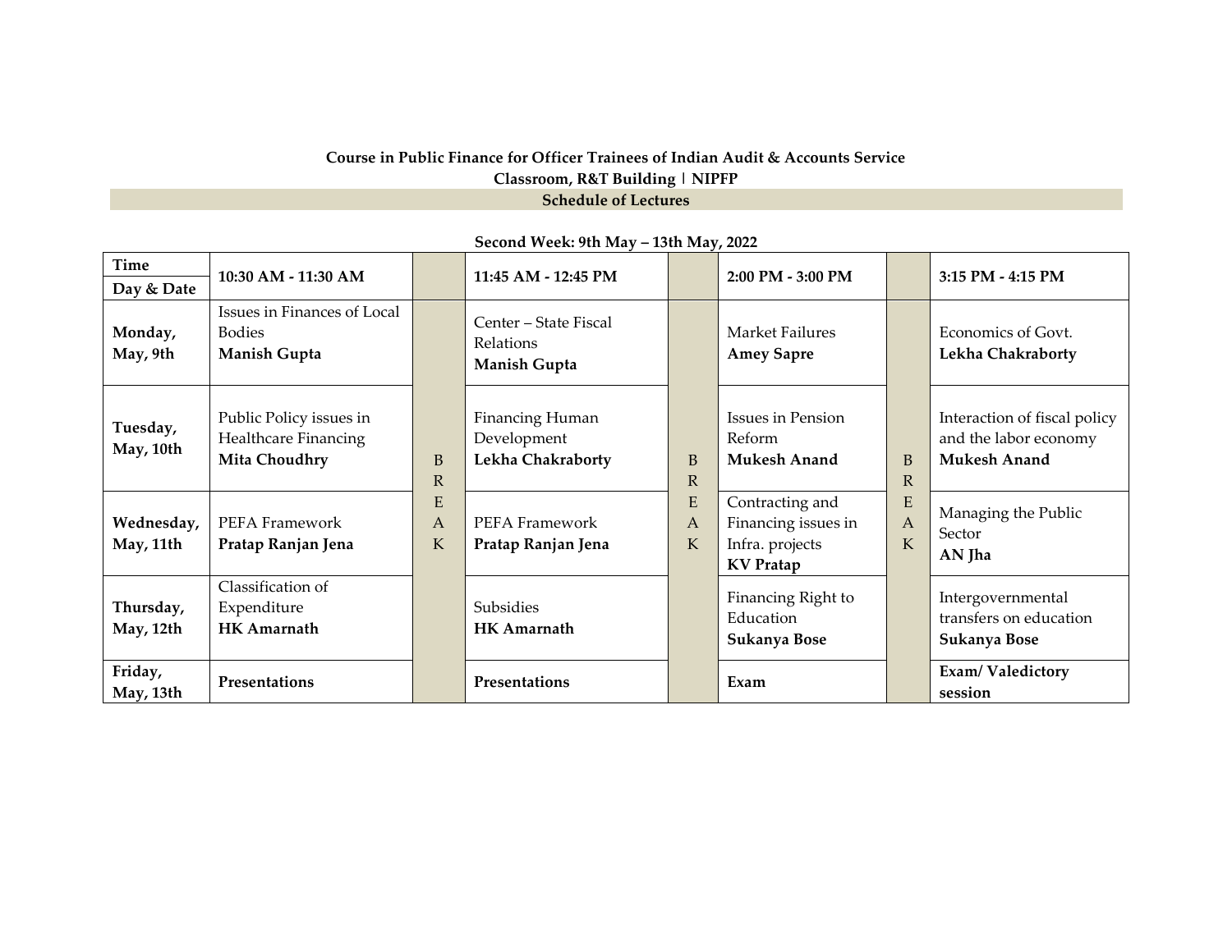**Course in Public Finance for Officer Trainees of Indian Audit & Accounts Service**

**Classroom, R&T Building | NIPFP**

**Schedule of Lectures**

**Second Week: 9th May – 13th May, 2022**

| **Time** / **Day & Date** | **10:30 AM - 11:30 AM** | | **11:45 AM - 12:45 PM** | | **2:00 PM - 3:00 PM** | | **3:15 PM - 4:15 PM** |
|---|---|---|---|---|---|---|---|
| **Monday, May, 9th** | Issues in Finances of Local Bodies **Manish Gupta** | BREAK | Center – State Fiscal Relations **Manish Gupta** | BREAK | Market Failures **Amey Sapre** | BREAK | Economics of Govt. **Lekha Chakraborty** |
| **Tuesday, May, 10th** | Public Policy issues in Healthcare Financing **Mita Choudhry** | | Financing Human Development **Lekha Chakraborty** | | Issues in Pension Reform **Mukesh Anand** | | Interaction of fiscal policy and the labor economy **Mukesh Anand** |
| **Wednesday, May, 11th** | PEFA Framework **Pratap Ranjan Jena** | | PEFA Framework **Pratap Ranjan Jena** | | Contracting and Financing issues in Infra. projects **KV Pratap** | | Managing the Public Sector **AN Jha** |
| **Thursday, May, 12th** | Classification of Expenditure **HK Amarnath** | | Subsidies **HK Amarnath** | | Financing Right to Education **Sukanya Bose** | | Intergovernmental transfers on education **Sukanya Bose** |
| **Friday, May, 13th** | **Presentations** | | **Presentations** | | **Exam** | | **Exam/ Valedictory session** |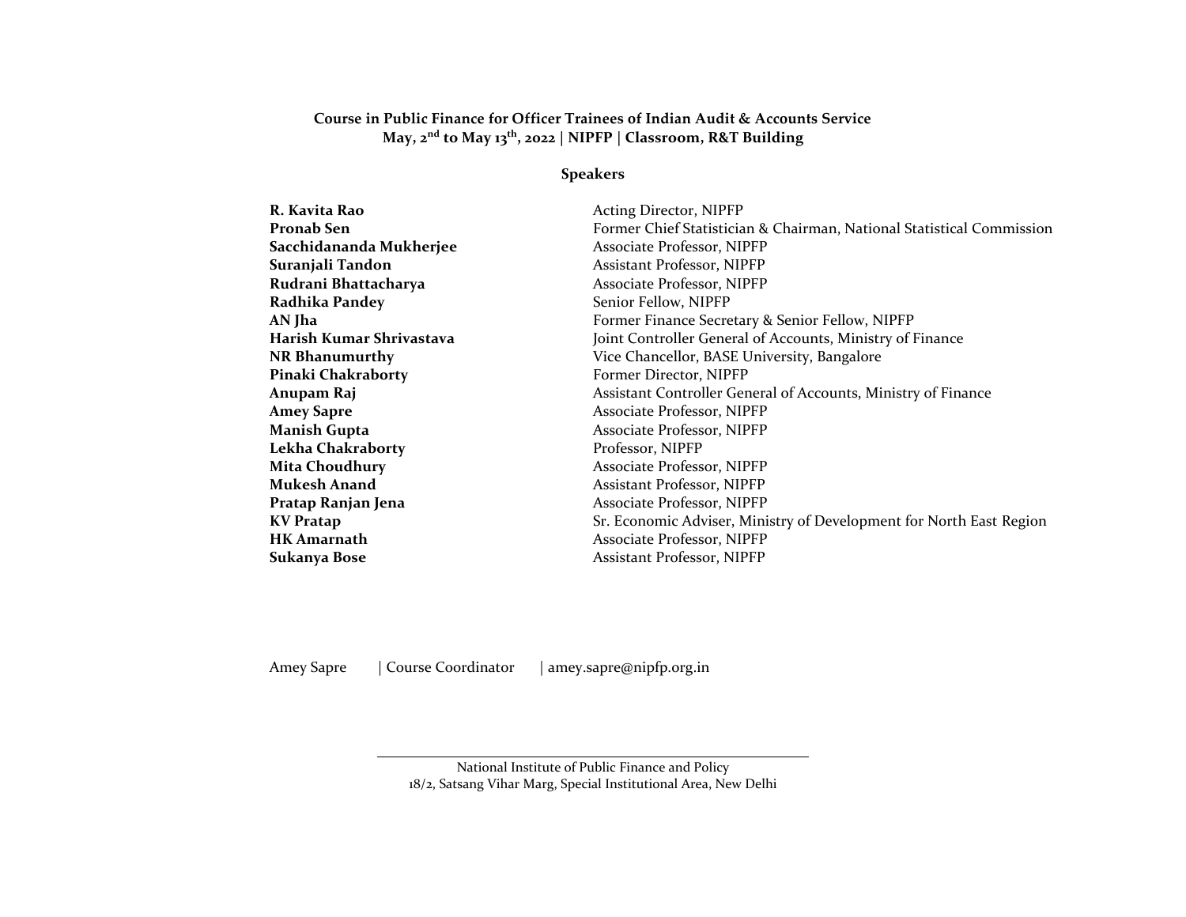**Course in Public Finance for Officer Trainees of Indian Audit & Accounts Service**
**May, 2nd to May 13th, 2022 | NIPFP | Classroom, R&T Building**

## Speakers

| | |
|---|---|
| **R. Kavita Rao** | Acting Director, NIPFP |
| **Pronab Sen** | Former Chief Statistician & Chairman, National Statistical Commission |
| **Sacchidananda Mukherjee** | Associate Professor, NIPFP |
| **Suranjali Tandon** | Assistant Professor, NIPFP |
| **Rudrani Bhattacharya** | Associate Professor, NIPFP |
| **Radhika Pandey** | Senior Fellow, NIPFP |
| **AN Jha** | Former Finance Secretary & Senior Fellow, NIPFP |
| **Harish Kumar Shrivastava** | Joint Controller General of Accounts, Ministry of Finance |
| **NR Bhanumurthy** | Vice Chancellor, BASE University, Bangalore |
| **Pinaki Chakraborty** | Former Director, NIPFP |
| **Anupam Raj** | Assistant Controller General of Accounts, Ministry of Finance |
| **Amey Sapre** | Associate Professor, NIPFP |
| **Manish Gupta** | Associate Professor, NIPFP |
| **Lekha Chakraborty** | Professor, NIPFP |
| **Mita Choudhury** | Associate Professor, NIPFP |
| **Mukesh Anand** | Assistant Professor, NIPFP |
| **Pratap Ranjan Jena** | Associate Professor, NIPFP |
| **KV Pratap** | Sr. Economic Adviser, Ministry of Development for North East Region |
| **HK Amarnath** | Associate Professor, NIPFP |
| **Sukanya Bose** | Assistant Professor, NIPFP |

Amey Sapre | Course Coordinator | amey.sapre@nipfp.org.in

National Institute of Public Finance and Policy
18/2, Satsang Vihar Marg, Special Institutional Area, New Delhi